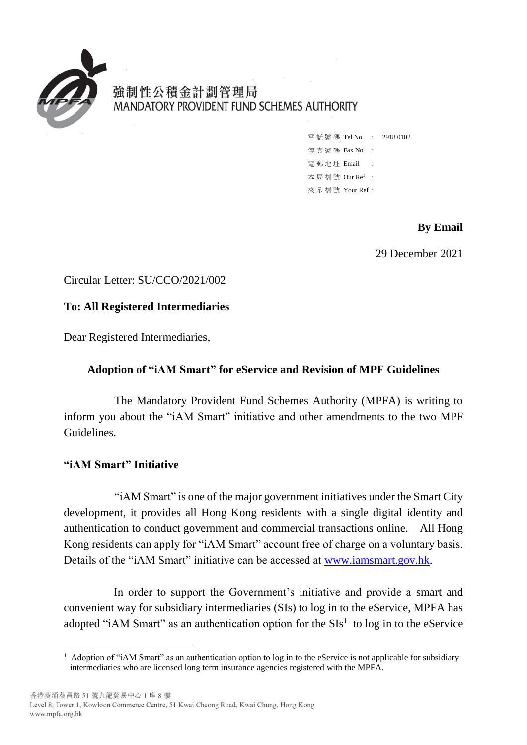強制性公積金計劃管理局
MANDATORY PROVIDENT FUND SCHEMES AUTHORITY

電話號碼 Tel No : 2918 0102
傳真號碼 Fax No :
電郵地址 Email :
本局檔號 Our Ref :
來函檔號 Your Ref :

**By Email**

29 December 2021

Circular Letter: SU/CCO/2021/002

**To: All Registered Intermediaries**

Dear Registered Intermediaries,

## Adoption of "iAM Smart" for eService and Revision of MPF Guidelines

The Mandatory Provident Fund Schemes Authority (MPFA) is writing to inform you about the "iAM Smart" initiative and other amendments to the two MPF Guidelines.

### "iAM Smart" Initiative

"iAM Smart" is one of the major government initiatives under the Smart City development, it provides all Hong Kong residents with a single digital identity and authentication to conduct government and commercial transactions online. All Hong Kong residents can apply for "iAM Smart" account free of charge on a voluntary basis. Details of the "iAM Smart" initiative can be accessed at www.iamsmart.gov.hk.

In order to support the Government's initiative and provide a smart and convenient way for subsidiary intermediaries (SIs) to log in to the eService, MPFA has adopted "iAM Smart" as an authentication option for the SIs[1] to log in to the eService

[1] Adoption of "iAM Smart" as an authentication option to log in to the eService is not applicable for subsidiary intermediaries who are licensed long term insurance agencies registered with the MPFA.

香港葵涌葵昌路 51 號九龍貿易中心 1 座 8 樓
Level 8, Tower 1, Kowloon Commerce Centre, 51 Kwai Cheong Road, Kwai Chung, Hong Kong
www.mpfa.org.hk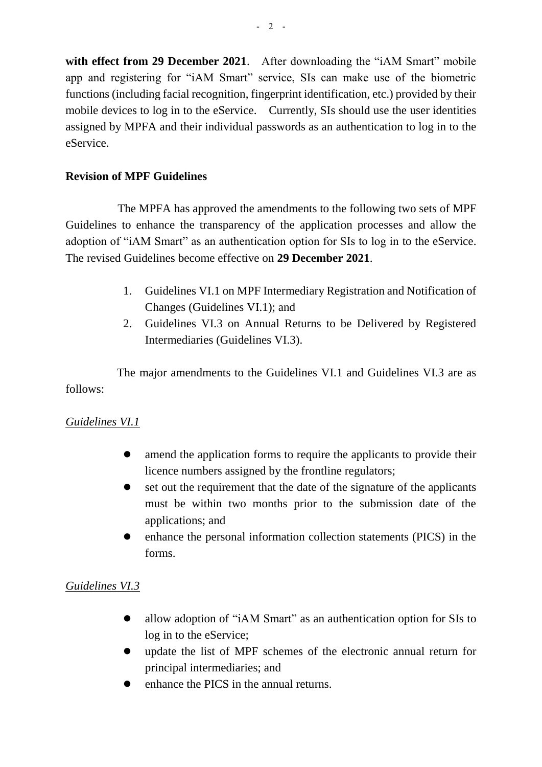**with effect from 29 December 2021**. After downloading the "iAM Smart" mobile app and registering for "iAM Smart" service, SIs can make use of the biometric functions (including facial recognition, fingerprint identification, etc.) provided by their mobile devices to log in to the eService. Currently, SIs should use the user identities assigned by MPFA and their individual passwords as an authentication to log in to the eService.

**Revision of MPF Guidelines**

The MPFA has approved the amendments to the following two sets of MPF Guidelines to enhance the transparency of the application processes and allow the adoption of "iAM Smart" as an authentication option for SIs to log in to the eService. The revised Guidelines become effective on **29 December 2021**.

1. Guidelines VI.1 on MPF Intermediary Registration and Notification of Changes (Guidelines VI.1); and
2. Guidelines VI.3 on Annual Returns to be Delivered by Registered Intermediaries (Guidelines VI.3).

The major amendments to the Guidelines VI.1 and Guidelines VI.3 are as follows:

<u>*Guidelines VI.1*</u>

- amend the application forms to require the applicants to provide their licence numbers assigned by the frontline regulators;
- set out the requirement that the date of the signature of the applicants must be within two months prior to the submission date of the applications; and
- enhance the personal information collection statements (PICS) in the forms.

<u>*Guidelines VI.3*</u>

- allow adoption of "iAM Smart" as an authentication option for SIs to log in to the eService;
- update the list of MPF schemes of the electronic annual return for principal intermediaries; and
- enhance the PICS in the annual returns.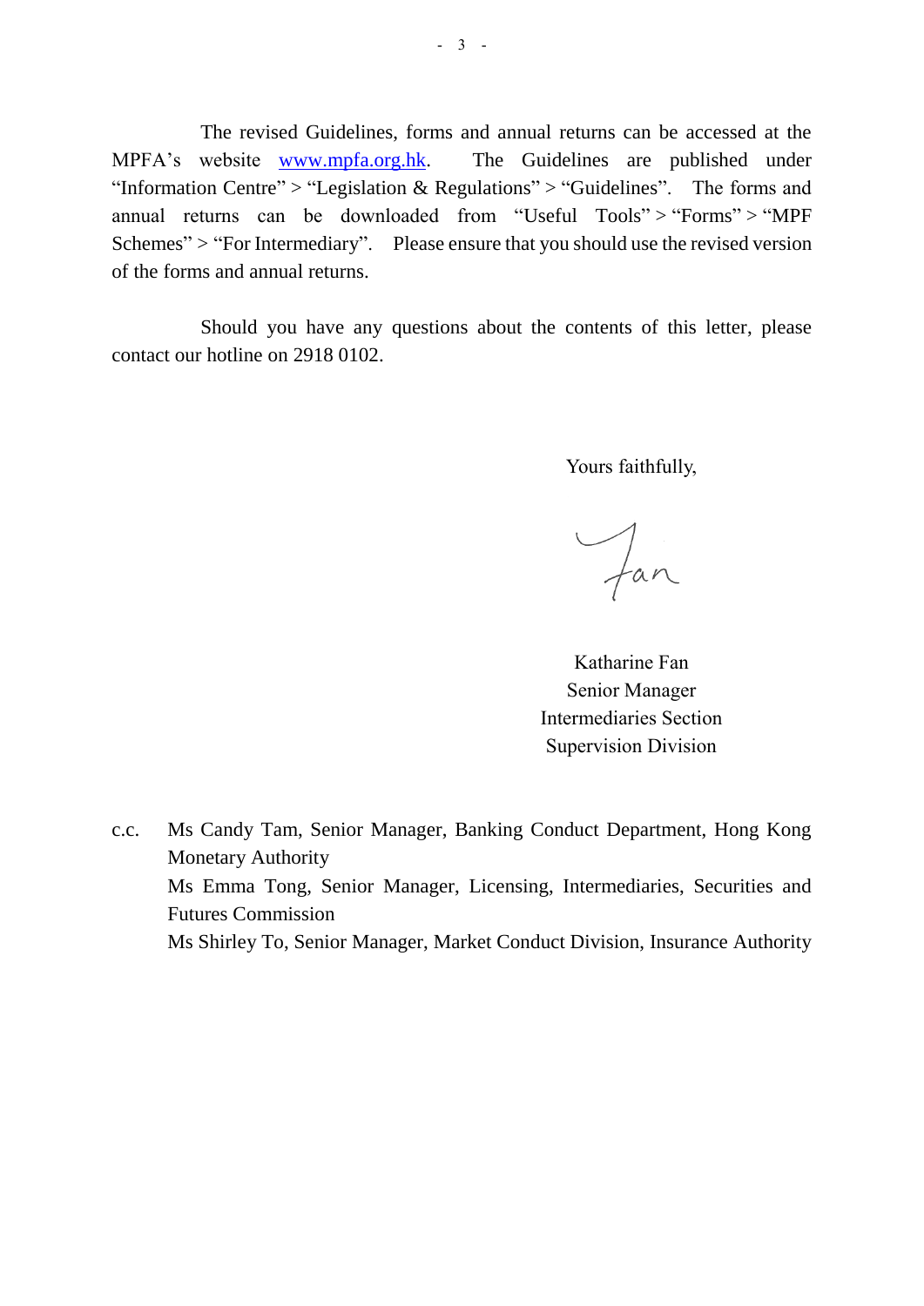The revised Guidelines, forms and annual returns can be accessed at the MPFA's website www.mpfa.org.hk. The Guidelines are published under "Information Centre" > "Legislation & Regulations" > "Guidelines". The forms and annual returns can be downloaded from "Useful Tools" > "Forms" > "MPF Schemes" > "For Intermediary". Please ensure that you should use the revised version of the forms and annual returns.

Should you have any questions about the contents of this letter, please contact our hotline on 2918 0102.

Yours faithfully,

Fan

Katharine Fan
Senior Manager
Intermediaries Section
Supervision Division

c.c. Ms Candy Tam, Senior Manager, Banking Conduct Department, Hong Kong Monetary Authority
Ms Emma Tong, Senior Manager, Licensing, Intermediaries, Securities and Futures Commission
Ms Shirley To, Senior Manager, Market Conduct Division, Insurance Authority